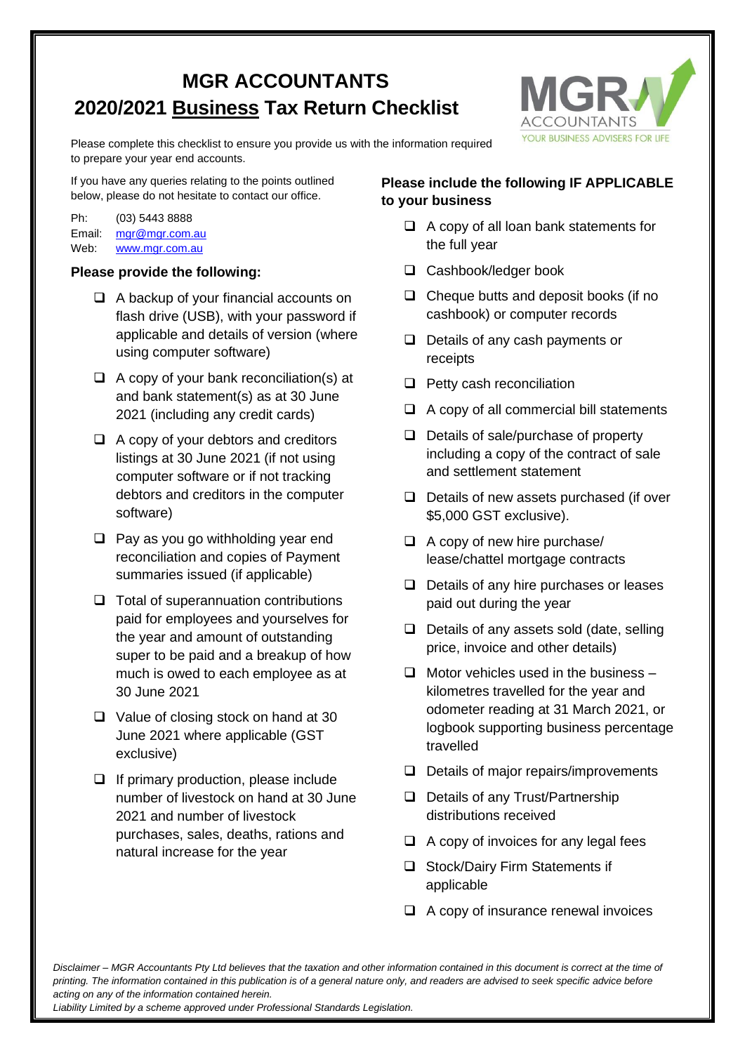# MGR ACCOUNTANTS
# 2020/2021 Business Tax Return Checklist

Please complete this checklist to ensure you provide us with the information required to prepare your year end accounts.

If you have any queries relating to the points outlined below, please do not hesitate to contact our office.

Ph: (03) 5443 8888
Email: mgr@mgr.com.au
Web: www.mgr.com.au

### Please provide the following:

- ☐ A backup of your financial accounts on flash drive (USB), with your password if applicable and details of version (where using computer software)
- ☐ A copy of your bank reconciliation(s) at and bank statement(s) as at 30 June 2021 (including any credit cards)
- ☐ A copy of your debtors and creditors listings at 30 June 2021 (if not using computer software or if not tracking debtors and creditors in the computer software)
- ☐ Pay as you go withholding year end reconciliation and copies of Payment summaries issued (if applicable)
- ☐ Total of superannuation contributions paid for employees and yourselves for the year and amount of outstanding super to be paid and a breakup of how much is owed to each employee as at 30 June 2021
- ☐ Value of closing stock on hand at 30 June 2021 where applicable (GST exclusive)
- ☐ If primary production, please include number of livestock on hand at 30 June 2021 and number of livestock purchases, sales, deaths, rations and natural increase for the year

### Please include the following IF APPLICABLE to your business

- ☐ A copy of all loan bank statements for the full year
- ☐ Cashbook/ledger book
- ☐ Cheque butts and deposit books (if no cashbook) or computer records
- ☐ Details of any cash payments or receipts
- ☐ Petty cash reconciliation
- ☐ A copy of all commercial bill statements
- ☐ Details of sale/purchase of property including a copy of the contract of sale and settlement statement
- ☐ Details of new assets purchased (if over $5,000 GST exclusive).
- ☐ A copy of new hire purchase/ lease/chattel mortgage contracts
- ☐ Details of any hire purchases or leases paid out during the year
- ☐ Details of any assets sold (date, selling price, invoice and other details)
- ☐ Motor vehicles used in the business – kilometres travelled for the year and odometer reading at 31 March 2021, or logbook supporting business percentage travelled
- ☐ Details of major repairs/improvements
- ☐ Details of any Trust/Partnership distributions received
- ☐ A copy of invoices for any legal fees
- ☐ Stock/Dairy Firm Statements if applicable
- ☐ A copy of insurance renewal invoices

*Disclaimer – MGR Accountants Pty Ltd believes that the taxation and other information contained in this document is correct at the time of printing. The information contained in this publication is of a general nature only, and readers are advised to seek specific advice before acting on any of the information contained herein.*
*Liability Limited by a scheme approved under Professional Standards Legislation.*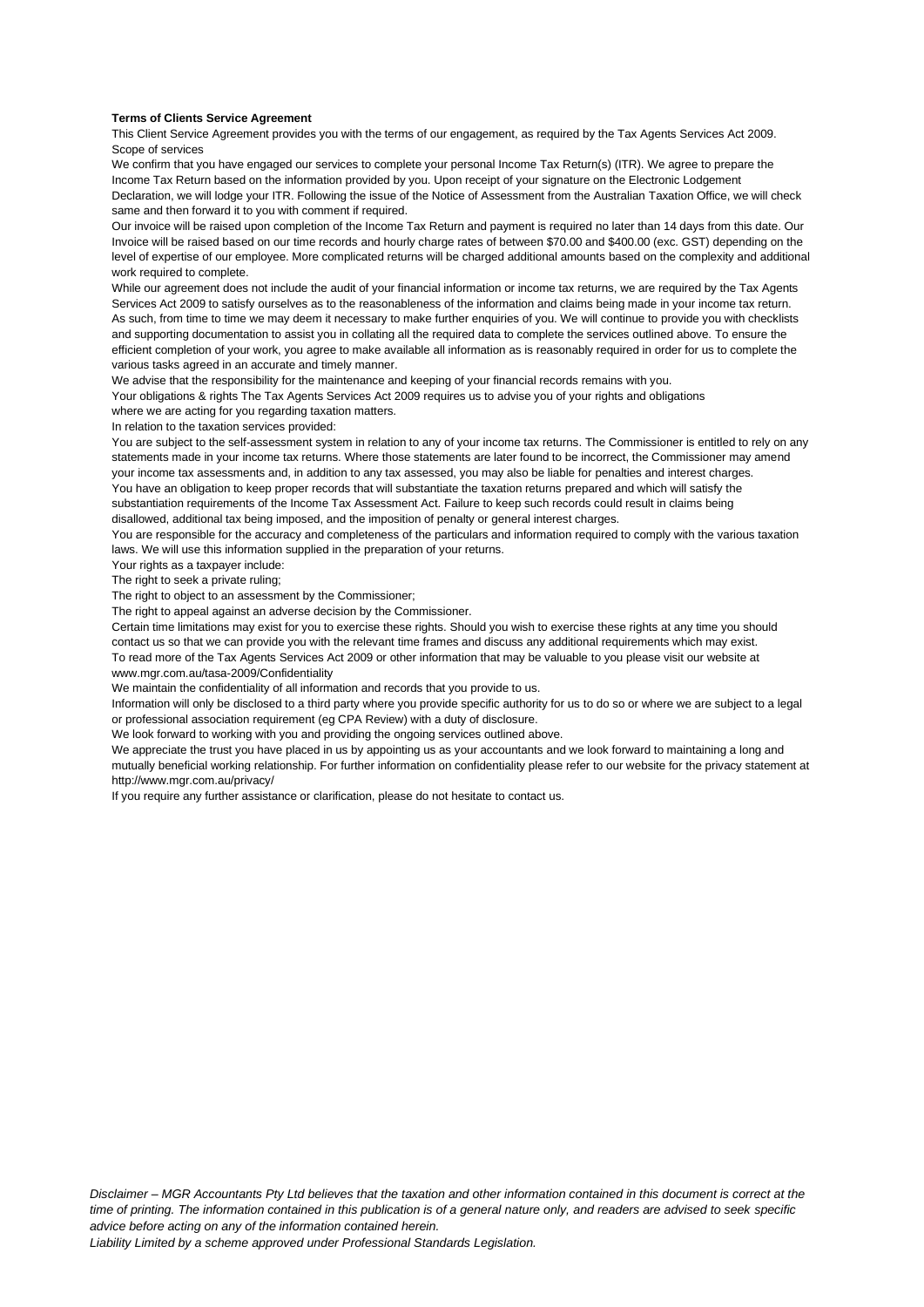**Terms of Clients Service Agreement**

This Client Service Agreement provides you with the terms of our engagement, as required by the Tax Agents Services Act 2009.

Scope of services

We confirm that you have engaged our services to complete your personal Income Tax Return(s) (ITR). We agree to prepare the Income Tax Return based on the information provided by you. Upon receipt of your signature on the Electronic Lodgement Declaration, we will lodge your ITR. Following the issue of the Notice of Assessment from the Australian Taxation Office, we will check same and then forward it to you with comment if required.

Our invoice will be raised upon completion of the Income Tax Return and payment is required no later than 14 days from this date. Our Invoice will be raised based on our time records and hourly charge rates of between $70.00 and $400.00 (exc. GST) depending on the level of expertise of our employee. More complicated returns will be charged additional amounts based on the complexity and additional work required to complete.

While our agreement does not include the audit of your financial information or income tax returns, we are required by the Tax Agents Services Act 2009 to satisfy ourselves as to the reasonableness of the information and claims being made in your income tax return. As such, from time to time we may deem it necessary to make further enquiries of you. We will continue to provide you with checklists and supporting documentation to assist you in collating all the required data to complete the services outlined above. To ensure the efficient completion of your work, you agree to make available all information as is reasonably required in order for us to complete the various tasks agreed in an accurate and timely manner.

We advise that the responsibility for the maintenance and keeping of your financial records remains with you.

Your obligations & rights The Tax Agents Services Act 2009 requires us to advise you of your rights and obligations where we are acting for you regarding taxation matters.

In relation to the taxation services provided:

You are subject to the self-assessment system in relation to any of your income tax returns. The Commissioner is entitled to rely on any statements made in your income tax returns. Where those statements are later found to be incorrect, the Commissioner may amend your income tax assessments and, in addition to any tax assessed, you may also be liable for penalties and interest charges.

You have an obligation to keep proper records that will substantiate the taxation returns prepared and which will satisfy the substantiation requirements of the Income Tax Assessment Act. Failure to keep such records could result in claims being disallowed, additional tax being imposed, and the imposition of penalty or general interest charges.

You are responsible for the accuracy and completeness of the particulars and information required to comply with the various taxation laws. We will use this information supplied in the preparation of your returns.

Your rights as a taxpayer include:

The right to seek a private ruling;

The right to object to an assessment by the Commissioner;

The right to appeal against an adverse decision by the Commissioner.

Certain time limitations may exist for you to exercise these rights. Should you wish to exercise these rights at any time you should contact us so that we can provide you with the relevant time frames and discuss any additional requirements which may exist.

To read more of the Tax Agents Services Act 2009 or other information that may be valuable to you please visit our website at www.mgr.com.au/tasa-2009/Confidentiality

We maintain the confidentiality of all information and records that you provide to us.

Information will only be disclosed to a third party where you provide specific authority for us to do so or where we are subject to a legal or professional association requirement (eg CPA Review) with a duty of disclosure.

We look forward to working with you and providing the ongoing services outlined above.

We appreciate the trust you have placed in us by appointing us as your accountants and we look forward to maintaining a long and mutually beneficial working relationship. For further information on confidentiality please refer to our website for the privacy statement at http://www.mgr.com.au/privacy/

If you require any further assistance or clarification, please do not hesitate to contact us.

*Disclaimer – MGR Accountants Pty Ltd believes that the taxation and other information contained in this document is correct at the time of printing. The information contained in this publication is of a general nature only, and readers are advised to seek specific advice before acting on any of the information contained herein.*

*Liability Limited by a scheme approved under Professional Standards Legislation.*